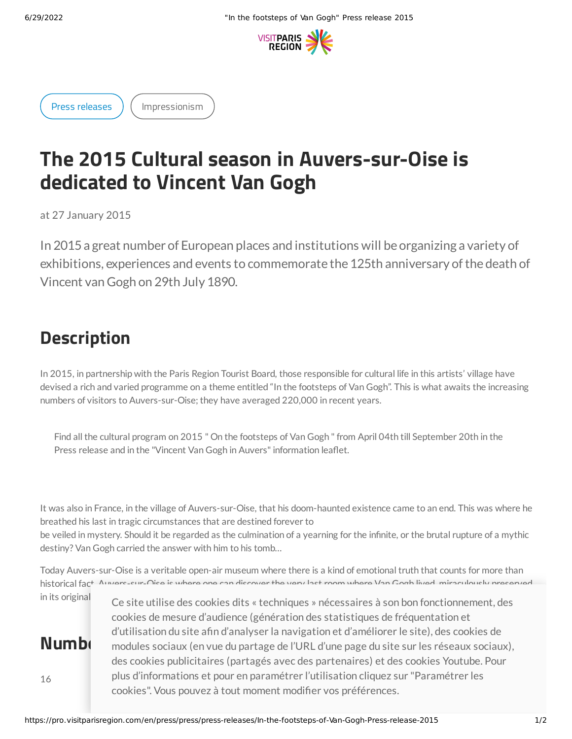Press releases

Impressionism

# The 2015 Cultural season in Auvers-sur-Oise is dedicated to Vincent Van Gogh

at 27 January 2015

In 2015 a great number of European places and institutions will be organizing a variety of exhibitions, experiences and events to commemorate the 125th anniversary of the death of Vincent van Gogh on 29th July 1890.

## Description

In 2015, in partnership with the Paris Region Tourist Board, those responsible for cultural life in this artists' village have devised a rich and varied programme on a theme entitled "In the footsteps of Van Gogh". This is what awaits the increasing numbers of visitors to Auvers-sur-Oise; they have averaged 220,000 in recent years.

> Find all the cultural program on 2015 " On the footsteps of Van Gogh " from April 04th till September 20th in the Press release and in the "Vincent Van Gogh in Auvers" information leaflet.

It was also in France, in the village of Auvers-sur-Oise, that his doom-haunted existence came to an end. This was where he breathed his last in tragic circumstances that are destined forever to be veiled in mystery. Should it be regarded as the culmination of a yearning for the infinite, or the brutal rupture of a mythic destiny? Van Gogh carried the answer with him to his tomb…

Today Auvers-sur-Oise is a veritable open-air museum where there is a kind of emotional truth that counts for more than historical fact. Auvers-sur-Oise is where one can discover the very last room where Van Gogh lived, miraculously preserved in its original

Ce site utilise des cookies dits « techniques » nécessaires à son bon fonctionnement, des cookies de mesure d'audience (génération des statistiques de fréquentation et d'utilisation du site afin d'analyser la navigation et d'améliorer le site), des cookies de modules sociaux (en vue du partage de l'URL d'une page du site sur les réseaux sociaux), des cookies publicitaires (partagés avec des partenaires) et des cookies Youtube. Pour plus d'informations et pour en paramétrer l'utilisation cliquez sur "Paramétrer les cookies". Vous pouvez à tout moment modifier vos préférences.

## Numb

16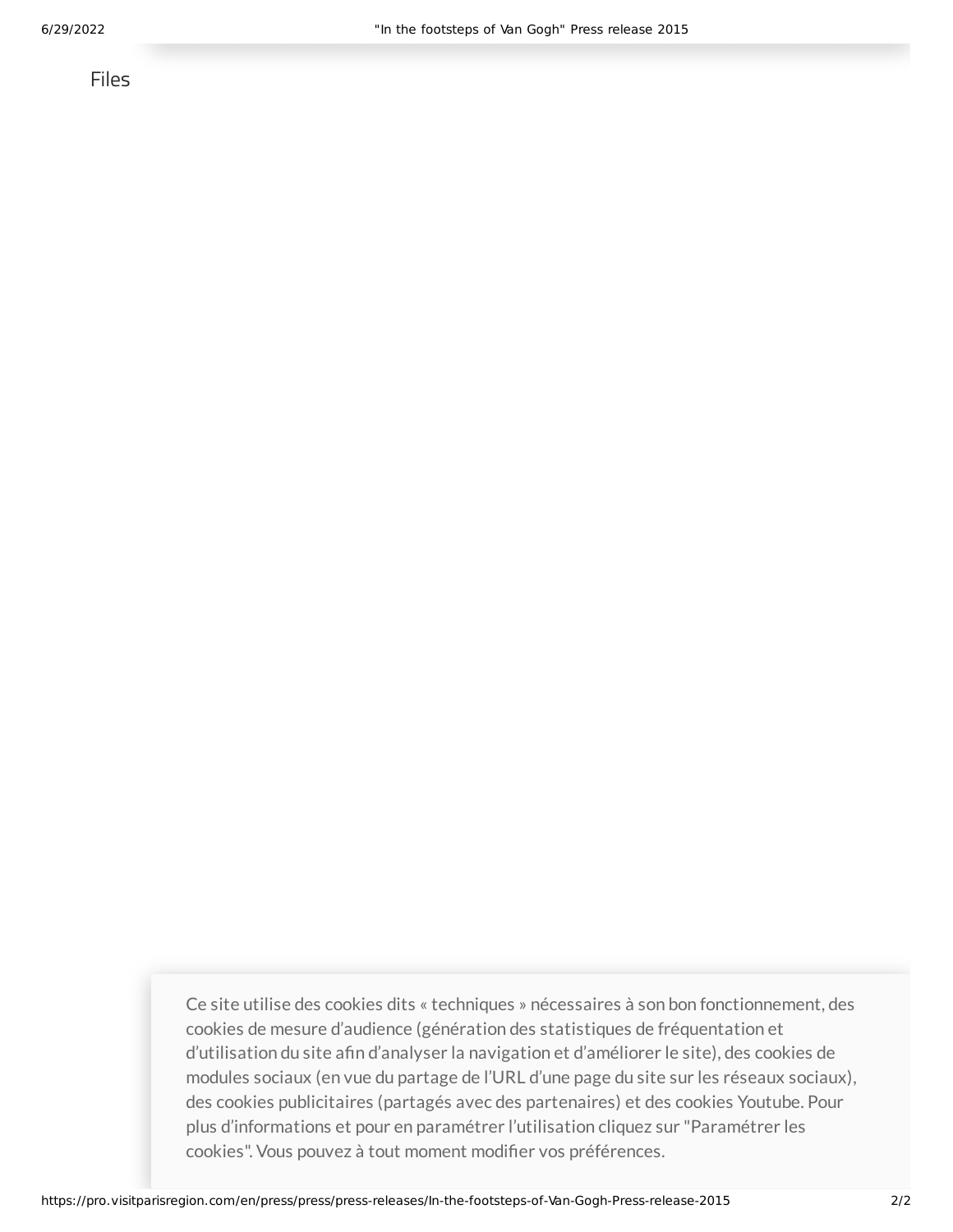Files

Ce site utilise des cookies dits « techniques » nécessaires à son bon fonctionnement, des cookies de mesure d'audience (génération des statistiques de fréquentation et d'utilisation du site afin d'analyser la navigation et d'améliorer le site), des cookies de modules sociaux (en vue du partage de l'URL d'une page du site sur les réseaux sociaux), des cookies publicitaires (partagés avec des partenaires) et des cookies Youtube. Pour plus d'informations et pour en paramétrer l'utilisation cliquez sur "Paramétrer les cookies". Vous pouvez à tout moment modifier vos préférences.